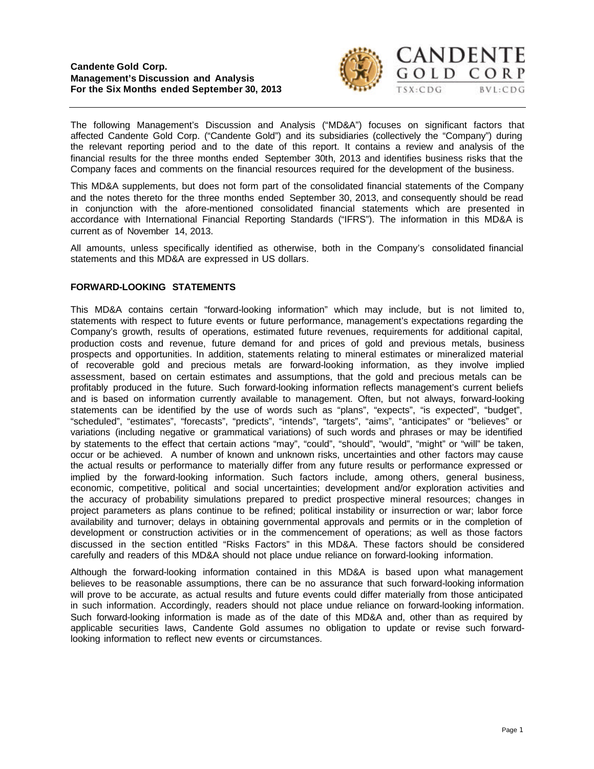**Candente Gold Corp.**
**Management's Discussion and Analysis**
**For the Six Months ended September 30, 2013**

CANDENTE GOLD CORP
TSX:CDG BVL:CDG

The following Management's Discussion and Analysis ("MD&A") focuses on significant factors that affected Candente Gold Corp. ("Candente Gold") and its subsidiaries (collectively the "Company") during the relevant reporting period and to the date of this report. It contains a review and analysis of the financial results for the three months ended September 30th, 2013 and identifies business risks that the Company faces and comments on the financial resources required for the development of the business.

This MD&A supplements, but does not form part of the consolidated financial statements of the Company and the notes thereto for the three months ended September 30, 2013, and consequently should be read in conjunction with the afore-mentioned consolidated financial statements which are presented in accordance with International Financial Reporting Standards ("IFRS"). The information in this MD&A is current as of November 14, 2013.

All amounts, unless specifically identified as otherwise, both in the Company's consolidated financial statements and this MD&A are expressed in US dollars.

## FORWARD-LOOKING STATEMENTS

This MD&A contains certain "forward-looking information" which may include, but is not limited to, statements with respect to future events or future performance, management's expectations regarding the Company's growth, results of operations, estimated future revenues, requirements for additional capital, production costs and revenue, future demand for and prices of gold and previous metals, business prospects and opportunities. In addition, statements relating to mineral estimates or mineralized material of recoverable gold and precious metals are forward-looking information, as they involve implied assessment, based on certain estimates and assumptions, that the gold and precious metals can be profitably produced in the future. Such forward-looking information reflects management's current beliefs and is based on information currently available to management. Often, but not always, forward-looking statements can be identified by the use of words such as "plans", "expects", "is expected", "budget", "scheduled", "estimates", "forecasts", "predicts", "intends", "targets", "aims", "anticipates" or "believes" or variations (including negative or grammatical variations) of such words and phrases or may be identified by statements to the effect that certain actions "may", "could", "should", "would", "might" or "will" be taken, occur or be achieved. A number of known and unknown risks, uncertainties and other factors may cause the actual results or performance to materially differ from any future results or performance expressed or implied by the forward-looking information. Such factors include, among others, general business, economic, competitive, political and social uncertainties; development and/or exploration activities and the accuracy of probability simulations prepared to predict prospective mineral resources; changes in project parameters as plans continue to be refined; political instability or insurrection or war; labor force availability and turnover; delays in obtaining governmental approvals and permits or in the completion of development or construction activities or in the commencement of operations; as well as those factors discussed in the section entitled "Risks Factors" in this MD&A. These factors should be considered carefully and readers of this MD&A should not place undue reliance on forward-looking information.

Although the forward-looking information contained in this MD&A is based upon what management believes to be reasonable assumptions, there can be no assurance that such forward-looking information will prove to be accurate, as actual results and future events could differ materially from those anticipated in such information. Accordingly, readers should not place undue reliance on forward-looking information. Such forward-looking information is made as of the date of this MD&A and, other than as required by applicable securities laws, Candente Gold assumes no obligation to update or revise such forward-looking information to reflect new events or circumstances.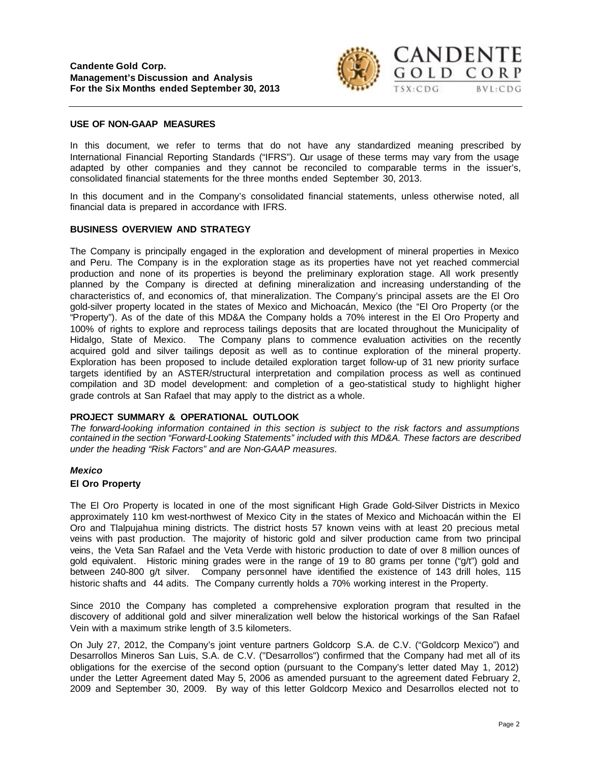## USE OF NON-GAAP MEASURES

In this document, we refer to terms that do not have any standardized meaning prescribed by International Financial Reporting Standards ("IFRS"). Our usage of these terms may vary from the usage adapted by other companies and they cannot be reconciled to comparable terms in the issuer's, consolidated financial statements for the three months ended September 30, 2013.

In this document and in the Company's consolidated financial statements, unless otherwise noted, all financial data is prepared in accordance with IFRS.

## BUSINESS OVERVIEW AND STRATEGY

The Company is principally engaged in the exploration and development of mineral properties in Mexico and Peru. The Company is in the exploration stage as its properties have not yet reached commercial production and none of its properties is beyond the preliminary exploration stage. All work presently planned by the Company is directed at defining mineralization and increasing understanding of the characteristics of, and economics of, that mineralization. The Company's principal assets are the El Oro gold-silver property located in the states of Mexico and Michoacán, Mexico (the "El Oro Property (or the "Property"). As of the date of this MD&A the Company holds a 70% interest in the El Oro Property and 100% of rights to explore and reprocess tailings deposits that are located throughout the Municipality of Hidalgo, State of Mexico. The Company plans to commence evaluation activities on the recently acquired gold and silver tailings deposit as well as to continue exploration of the mineral property. Exploration has been proposed to include detailed exploration target follow-up of 31 new priority surface targets identified by an ASTER/structural interpretation and compilation process as well as continued compilation and 3D model development: and completion of a geo-statistical study to highlight higher grade controls at San Rafael that may apply to the district as a whole.

## PROJECT SUMMARY & OPERATIONAL OUTLOOK

*The forward-looking information contained in this section is subject to the risk factors and assumptions contained in the section "Forward-Looking Statements" included with this MD&A. These factors are described under the heading "Risk Factors" and are Non-GAAP measures.*

### *Mexico*

#### El Oro Property

The El Oro Property is located in one of the most significant High Grade Gold-Silver Districts in Mexico approximately 110 km west-northwest of Mexico City in the states of Mexico and Michoacán within the El Oro and Tlalpujahua mining districts. The district hosts 57 known veins with at least 20 precious metal veins with past production. The majority of historic gold and silver production came from two principal veins, the Veta San Rafael and the Veta Verde with historic production to date of over 8 million ounces of gold equivalent. Historic mining grades were in the range of 19 to 80 grams per tonne ("g/t") gold and between 240-800 g/t silver. Company personnel have identified the existence of 143 drill holes, 115 historic shafts and 44 adits. The Company currently holds a 70% working interest in the Property.

Since 2010 the Company has completed a comprehensive exploration program that resulted in the discovery of additional gold and silver mineralization well below the historical workings of the San Rafael Vein with a maximum strike length of 3.5 kilometers.

On July 27, 2012, the Company's joint venture partners Goldcorp S.A. de C.V. ("Goldcorp Mexico") and Desarrollos Mineros San Luis, S.A. de C.V. ("Desarrollos") confirmed that the Company had met all of its obligations for the exercise of the second option (pursuant to the Company's letter dated May 1, 2012) under the Letter Agreement dated May 5, 2006 as amended pursuant to the agreement dated February 2, 2009 and September 30, 2009. By way of this letter Goldcorp Mexico and Desarrollos elected not to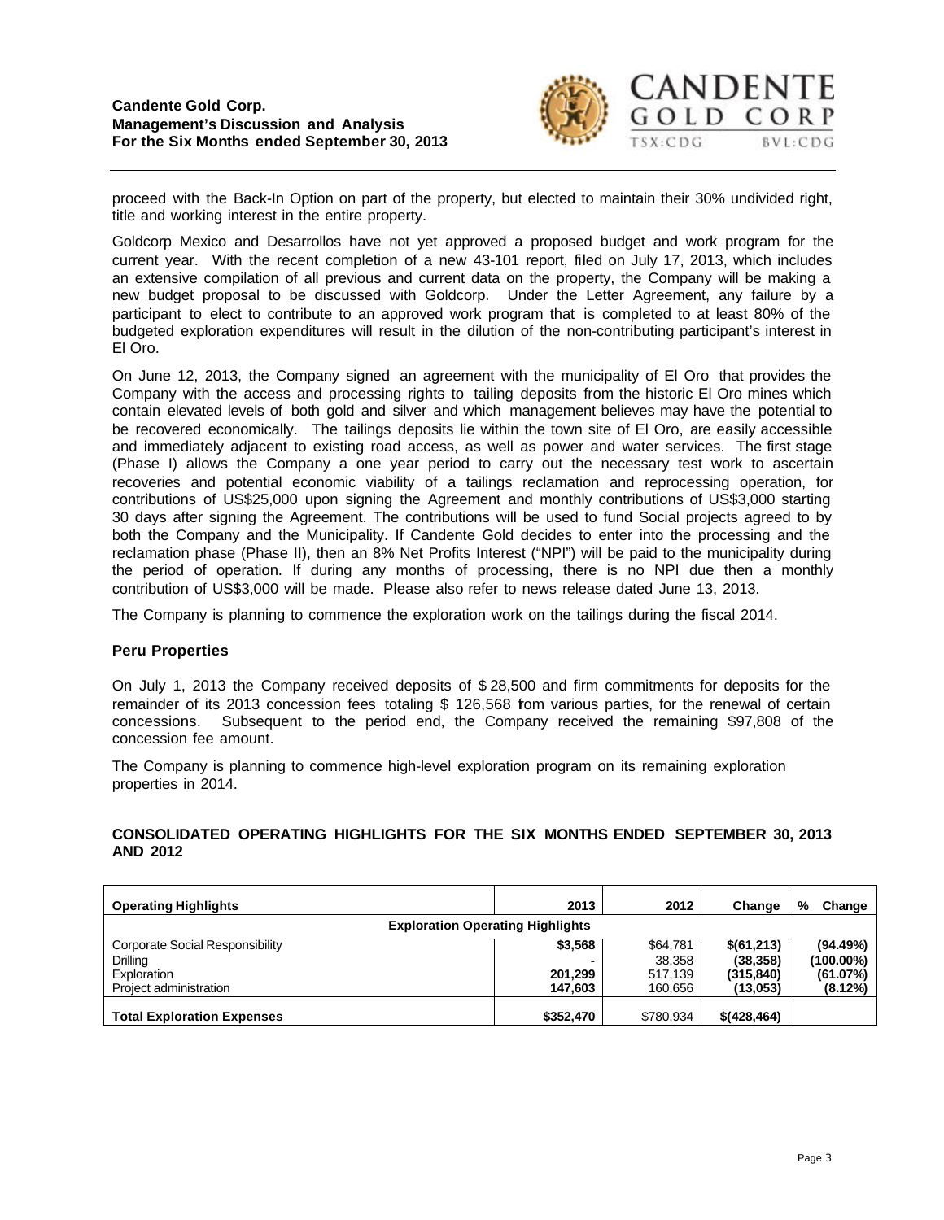proceed with the Back-In Option on part of the property, but elected to maintain their 30% undivided right, title and working interest in the entire property.

Goldcorp Mexico and Desarrollos have not yet approved a proposed budget and work program for the current year. With the recent completion of a new 43-101 report, filed on July 17, 2013, which includes an extensive compilation of all previous and current data on the property, the Company will be making a new budget proposal to be discussed with Goldcorp. Under the Letter Agreement, any failure by a participant to elect to contribute to an approved work program that is completed to at least 80% of the budgeted exploration expenditures will result in the dilution of the non-contributing participant's interest in El Oro.

On June 12, 2013, the Company signed an agreement with the municipality of El Oro that provides the Company with the access and processing rights to tailing deposits from the historic El Oro mines which contain elevated levels of both gold and silver and which management believes may have the potential to be recovered economically. The tailings deposits lie within the town site of El Oro, are easily accessible and immediately adjacent to existing road access, as well as power and water services. The first stage (Phase I) allows the Company a one year period to carry out the necessary test work to ascertain recoveries and potential economic viability of a tailings reclamation and reprocessing operation, for contributions of US$25,000 upon signing the Agreement and monthly contributions of US$3,000 starting 30 days after signing the Agreement. The contributions will be used to fund Social projects agreed to by both the Company and the Municipality. If Candente Gold decides to enter into the processing and the reclamation phase (Phase II), then an 8% Net Profits Interest ("NPI") will be paid to the municipality during the period of operation. If during any months of processing, there is no NPI due then a monthly contribution of US$3,000 will be made. Please also refer to news release dated June 13, 2013.

The Company is planning to commence the exploration work on the tailings during the fiscal 2014.

### Peru Properties

On July 1, 2013 the Company received deposits of $ 28,500 and firm commitments for deposits for the remainder of its 2013 concession fees totaling $ 126,568 fom various parties, for the renewal of certain concessions. Subsequent to the period end, the Company received the remaining $97,808 of the concession fee amount.

The Company is planning to commence high-level exploration program on its remaining exploration properties in 2014.

## CONSOLIDATED OPERATING HIGHLIGHTS FOR THE SIX MONTHS ENDED SEPTEMBER 30, 2013 AND 2012

| Operating Highlights | 2013 | 2012 | Change | % Change |
|---|---|---|---|---|
| **Exploration Operating Highlights** | | | | |
| Corporate Social Responsibility | **$3,568** | $64,781 | **$(61,213)** | **(94.49%)** |
| Drilling | **-** | 38,358 | **(38,358)** | **(100.00%)** |
| Exploration | **201,299** | 517,139 | **(315,840)** | **(61.07%)** |
| Project administration | **147,603** | 160,656 | **(13,053)** | **(8.12%)** |
| **Total Exploration Expenses** | **$352,470** | $780,934 | **$(428,464)** | |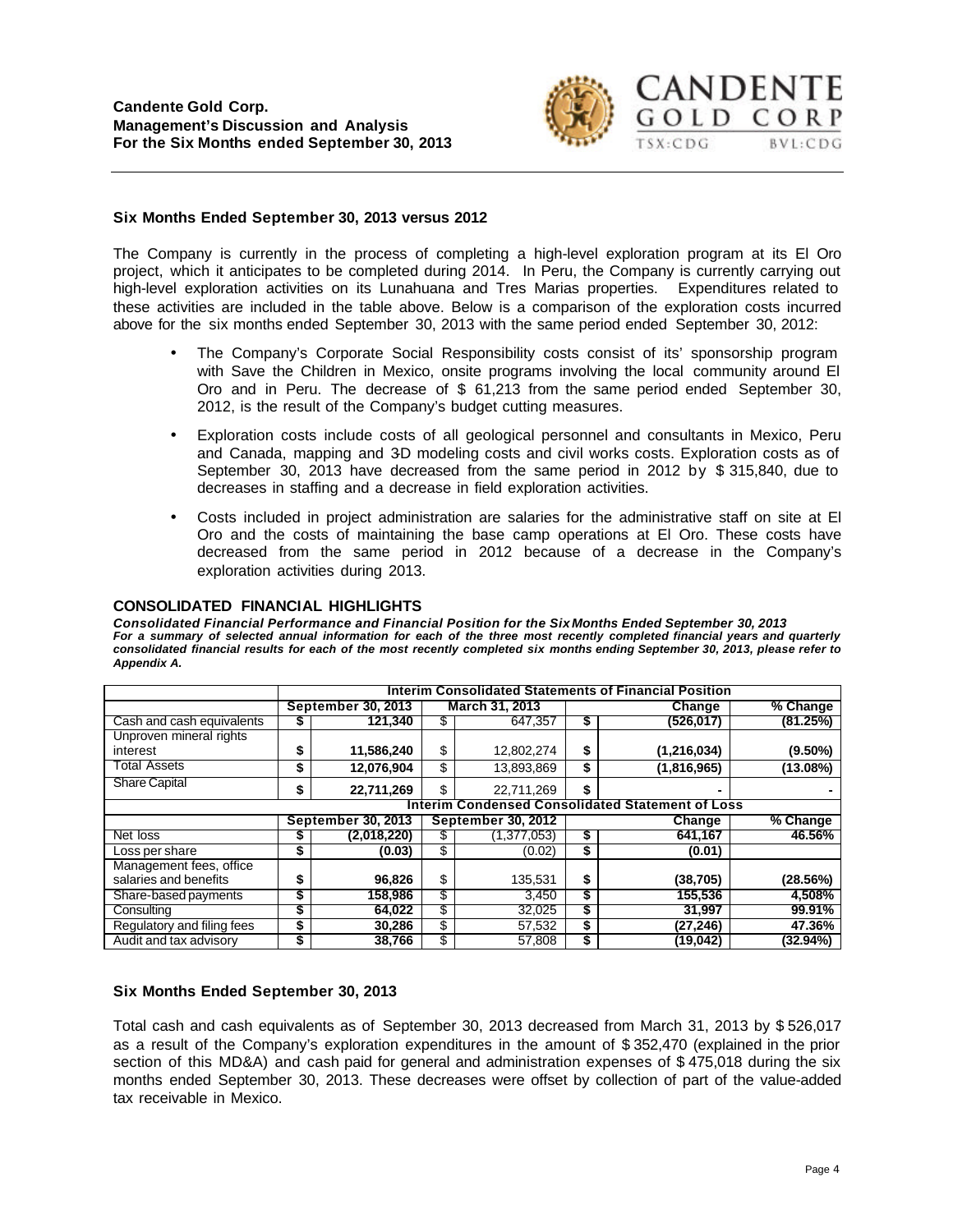## Six Months Ended September 30, 2013 versus 2012

The Company is currently in the process of completing a high-level exploration program at its El Oro project, which it anticipates to be completed during 2014. In Peru, the Company is currently carrying out high-level exploration activities on its Lunahuana and Tres Marias properties. Expenditures related to these activities are included in the table above. Below is a comparison of the exploration costs incurred above for the six months ended September 30, 2013 with the same period ended September 30, 2012:

- The Company's Corporate Social Responsibility costs consist of its' sponsorship program with Save the Children in Mexico, onsite programs involving the local community around El Oro and in Peru. The decrease of $ 61,213 from the same period ended September 30, 2012, is the result of the Company's budget cutting measures.
- Exploration costs include costs of all geological personnel and consultants in Mexico, Peru and Canada, mapping and 3D modeling costs and civil works costs. Exploration costs as of September 30, 2013 have decreased from the same period in 2012 by $ 315,840, due to decreases in staffing and a decrease in field exploration activities.
- Costs included in project administration are salaries for the administrative staff on site at El Oro and the costs of maintaining the base camp operations at El Oro. These costs have decreased from the same period in 2012 because of a decrease in the Company's exploration activities during 2013.

## CONSOLIDATED FINANCIAL HIGHLIGHTS

***Consolidated Financial Performance and Financial Position for the Six Months Ended September 30, 2013***
***For a summary of selected annual information for each of the three most recently completed financial years and quarterly consolidated financial results for each of the most recently completed six months ending September 30, 2013, please refer to Appendix A.***

| | Interim Consolidated Statements of Financial Position | | | | | | |
|---|---|---|---|---|---|---|---|
| | September 30, 2013 | | March 31, 2013 | | Change | | % Change |
| Cash and cash equivalents | $ | 121,340 | $ | 647,357 | $ | (526,017) | (81.25%) |
| Unproven mineral rights interest | $ | 11,586,240 | $ | 12,802,274 | $ | (1,216,034) | (9.50%) |
| Total Assets | $ | 12,076,904 | $ | 13,893,869 | $ | (1,816,965) | (13.08%) |
| Share Capital | $ | 22,711,269 | $ | 22,711,269 | $ | - | - |
| | **Interim Condensed Consolidated Statement of Loss** | | | | | | |
| | September 30, 2013 | | September 30, 2012 | | Change | | % Change |
| Net loss | $ | (2,018,220) | $ | (1,377,053) | $ | 641,167 | 46.56% |
| Loss per share | $ | (0.03) | $ | (0.02) | $ | (0.01) | |
| Management fees, office salaries and benefits | $ | 96,826 | $ | 135,531 | $ | (38,705) | (28.56%) |
| Share-based payments | $ | 158,986 | $ | 3,450 | $ | 155,536 | 4,508% |
| Consulting | $ | 64,022 | $ | 32,025 | $ | 31,997 | 99.91% |
| Regulatory and filing fees | $ | 30,286 | $ | 57,532 | $ | (27,246) | 47.36% |
| Audit and tax advisory | $ | 38,766 | $ | 57,808 | $ | (19,042) | (32.94%) |

## Six Months Ended September 30, 2013

Total cash and cash equivalents as of September 30, 2013 decreased from March 31, 2013 by $ 526,017 as a result of the Company's exploration expenditures in the amount of $ 352,470 (explained in the prior section of this MD&A) and cash paid for general and administration expenses of $ 475,018 during the six months ended September 30, 2013. These decreases were offset by collection of part of the value-added tax receivable in Mexico.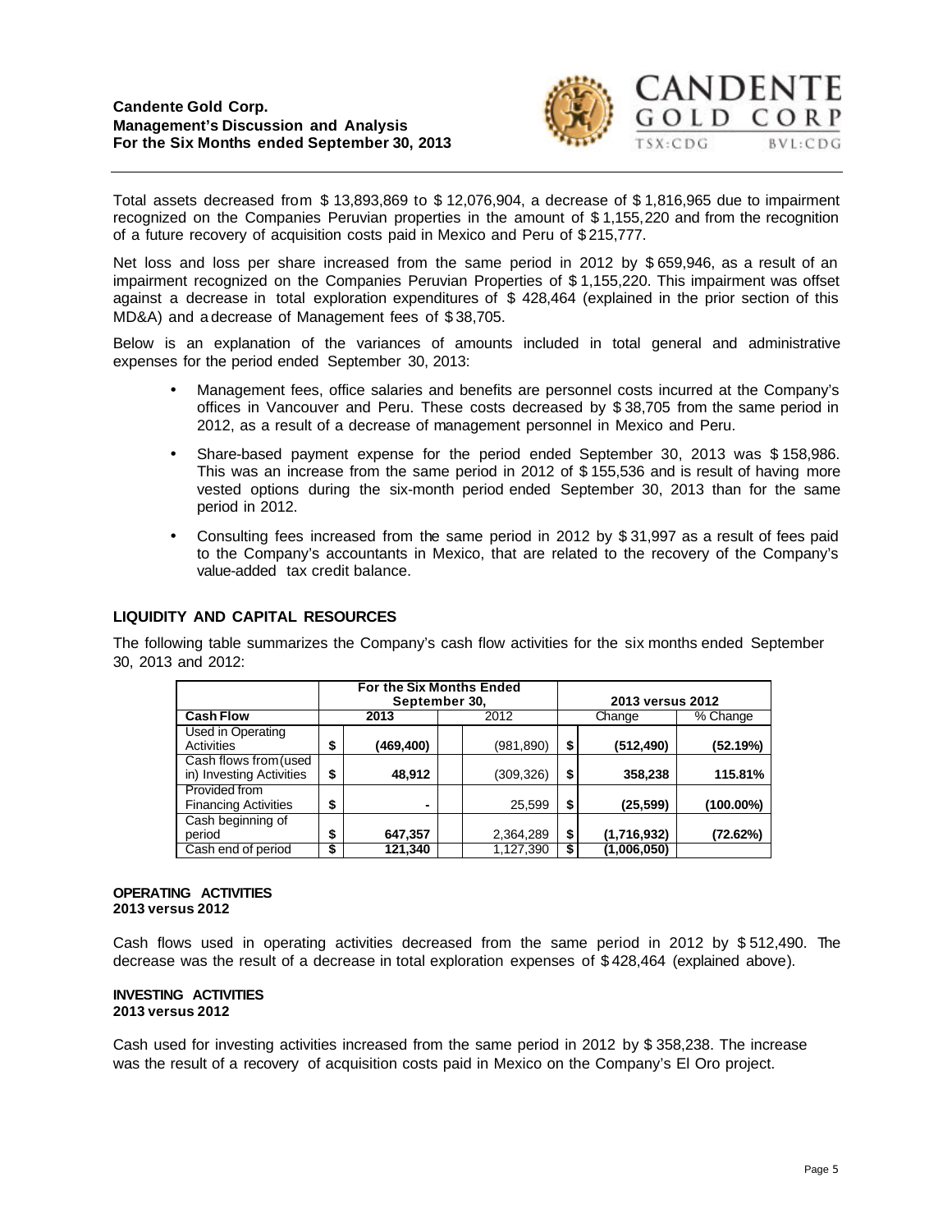Total assets decreased from $ 13,893,869 to $ 12,076,904, a decrease of $ 1,816,965 due to impairment recognized on the Companies Peruvian properties in the amount of $ 1,155,220 and from the recognition of a future recovery of acquisition costs paid in Mexico and Peru of $ 215,777.

Net loss and loss per share increased from the same period in 2012 by $ 659,946, as a result of an impairment recognized on the Companies Peruvian Properties of $ 1,155,220. This impairment was offset against a decrease in total exploration expenditures of $ 428,464 (explained in the prior section of this MD&A) and a decrease of Management fees of $ 38,705.

Below is an explanation of the variances of amounts included in total general and administrative expenses for the period ended September 30, 2013:

- Management fees, office salaries and benefits are personnel costs incurred at the Company's offices in Vancouver and Peru. These costs decreased by $ 38,705 from the same period in 2012, as a result of a decrease of management personnel in Mexico and Peru.
- Share-based payment expense for the period ended September 30, 2013 was $ 158,986. This was an increase from the same period in 2012 of $ 155,536 and is result of having more vested options during the six-month period ended September 30, 2013 than for the same period in 2012.
- Consulting fees increased from the same period in 2012 by $ 31,997 as a result of fees paid to the Company's accountants in Mexico, that are related to the recovery of the Company's value-added tax credit balance.

## LIQUIDITY AND CAPITAL RESOURCES

The following table summarizes the Company's cash flow activities for the six months ended September 30, 2013 and 2012:

| | For the Six Months Ended September 30, | | | | 2013 versus 2012 | | |
|---|---|---|---|---|---|---|---|
| **Cash Flow** | | **2013** | | 2012 | | Change | % Change |
| Used in Operating Activities | $ | **(469,400)** | | (981,890) | $ | **(512,490)** | **(52.19%)** |
| Cash flows from (used in) Investing Activities | $ | **48,912** | | (309,326) | $ | **358,238** | **115.81%** |
| Provided from Financing Activities | $ | **-** | | 25,599 | $ | **(25,599)** | **(100.00%)** |
| Cash beginning of period | $ | **647,357** | | 2,364,289 | $ | **(1,716,932)** | **(72.62%)** |
| Cash end of period | $ | **121,340** | | 1,127,390 | $ | **(1,006,050)** | |

#### OPERATING ACTIVITIES
**2013 versus 2012**

Cash flows used in operating activities decreased from the same period in 2012 by $ 512,490. The decrease was the result of a decrease in total exploration expenses of $ 428,464 (explained above).

#### INVESTING ACTIVITIES
**2013 versus 2012**

Cash used for investing activities increased from the same period in 2012 by $ 358,238. The increase was the result of a recovery of acquisition costs paid in Mexico on the Company's El Oro project.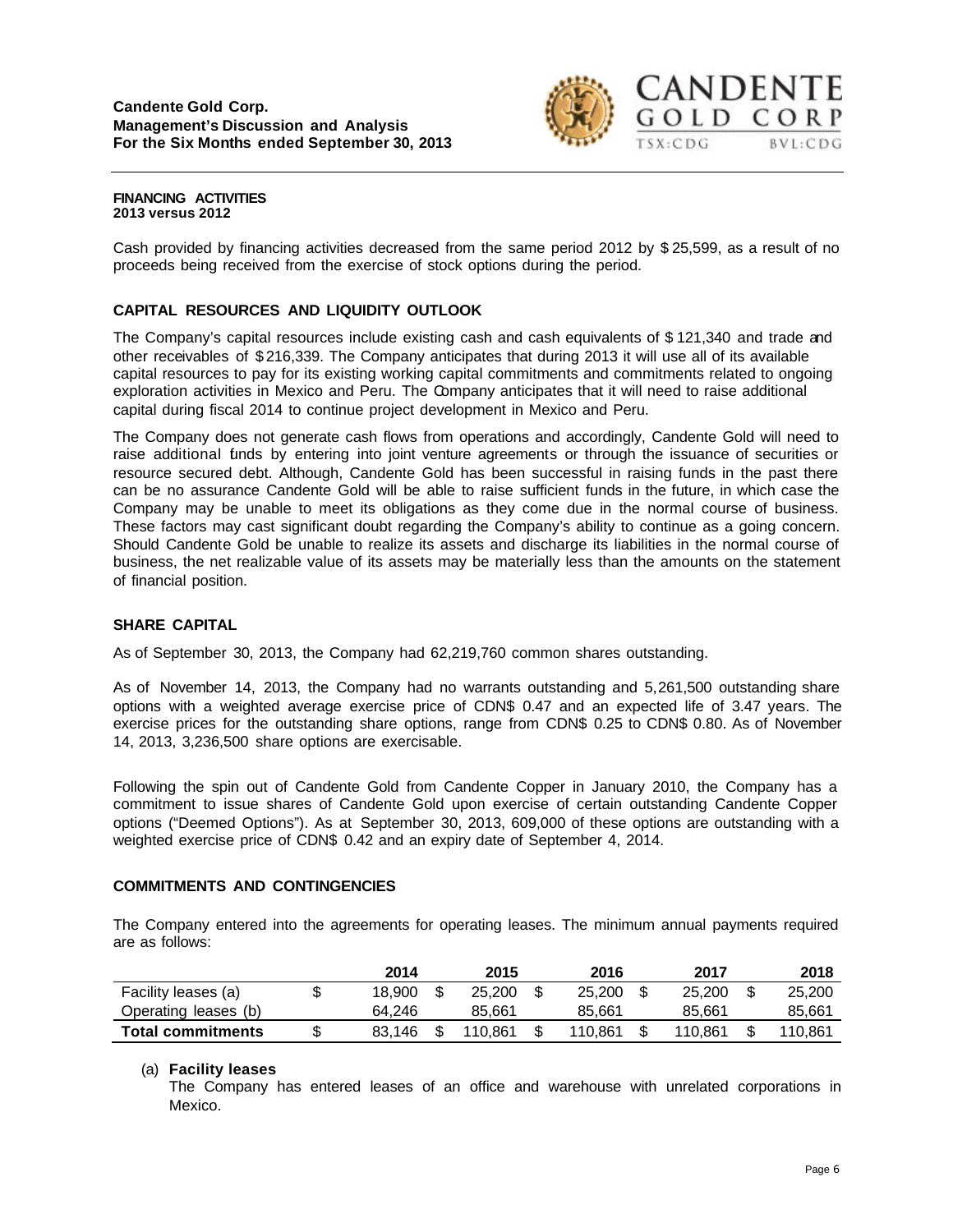**FINANCING ACTIVITIES**
**2013 versus 2012**

Cash provided by financing activities decreased from the same period 2012 by $ 25,599, as a result of no proceeds being received from the exercise of stock options during the period.

## CAPITAL RESOURCES AND LIQUIDITY OUTLOOK

The Company's capital resources include existing cash and cash equivalents of $ 121,340 and trade and other receivables of $ 216,339. The Company anticipates that during 2013 it will use all of its available capital resources to pay for its existing working capital commitments and commitments related to ongoing exploration activities in Mexico and Peru. The Company anticipates that it will need to raise additional capital during fiscal 2014 to continue project development in Mexico and Peru.

The Company does not generate cash flows from operations and accordingly, Candente Gold will need to raise additional funds by entering into joint venture agreements or through the issuance of securities or resource secured debt. Although, Candente Gold has been successful in raising funds in the past there can be no assurance Candente Gold will be able to raise sufficient funds in the future, in which case the Company may be unable to meet its obligations as they come due in the normal course of business. These factors may cast significant doubt regarding the Company's ability to continue as a going concern. Should Candente Gold be unable to realize its assets and discharge its liabilities in the normal course of business, the net realizable value of its assets may be materially less than the amounts on the statement of financial position.

## SHARE CAPITAL

As of September 30, 2013, the Company had 62,219,760 common shares outstanding.

As of November 14, 2013, the Company had no warrants outstanding and 5,261,500 outstanding share options with a weighted average exercise price of CDN$ 0.47 and an expected life of 3.47 years. The exercise prices for the outstanding share options, range from CDN$ 0.25 to CDN$ 0.80. As of November 14, 2013, 3,236,500 share options are exercisable.

Following the spin out of Candente Gold from Candente Copper in January 2010, the Company has a commitment to issue shares of Candente Gold upon exercise of certain outstanding Candente Copper options ("Deemed Options"). As at September 30, 2013, 609,000 of these options are outstanding with a weighted exercise price of CDN$ 0.42 and an expiry date of September 4, 2014.

## COMMITMENTS AND CONTINGENCIES

The Company entered into the agreements for operating leases. The minimum annual payments required are as follows:

| | 2014 | 2015 | 2016 | 2017 | 2018 |
|---|---|---|---|---|---|
| Facility leases (a) | $ 18,900 | $ 25,200 | $ 25,200 | $ 25,200 | $ 25,200 |
| Operating leases (b) | 64,246 | 85,661 | 85,661 | 85,661 | 85,661 |
| **Total commitments** | $ 83,146 | $ 110,861 | $ 110,861 | $ 110,861 | $ 110,861 |

(a) **Facility leases**
The Company has entered leases of an office and warehouse with unrelated corporations in Mexico.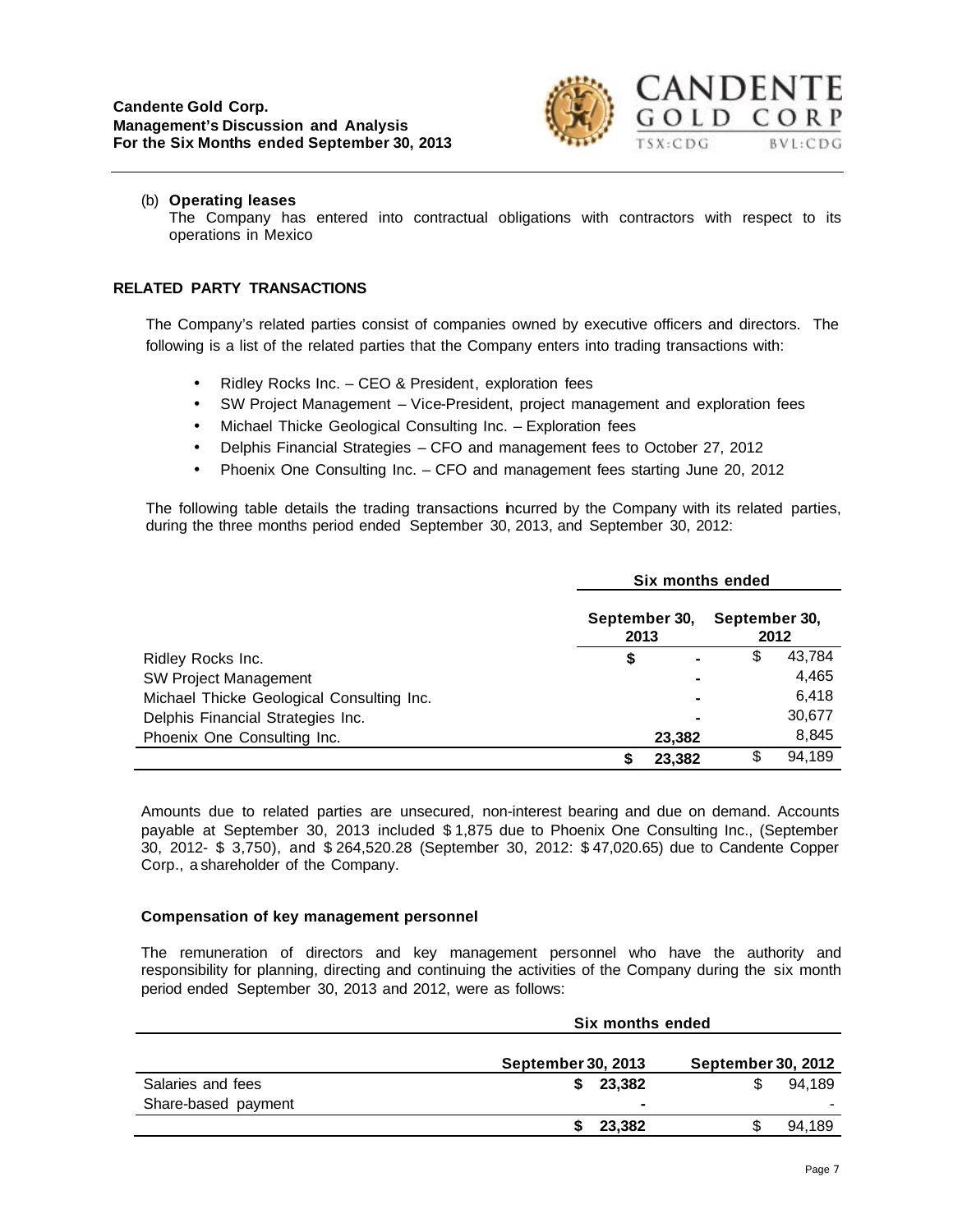(b) **Operating leases**
The Company has entered into contractual obligations with contractors with respect to its operations in Mexico

## RELATED PARTY TRANSACTIONS

The Company's related parties consist of companies owned by executive officers and directors. The following is a list of the related parties that the Company enters into trading transactions with:

- Ridley Rocks Inc. – CEO & President, exploration fees
- SW Project Management – Vice-President, project management and exploration fees
- Michael Thicke Geological Consulting Inc. – Exploration fees
- Delphis Financial Strategies – CFO and management fees to October 27, 2012
- Phoenix One Consulting Inc. – CFO and management fees starting June 20, 2012

The following table details the trading transactions incurred by the Company with its related parties, during the three months period ended September 30, 2013, and September 30, 2012:

| | Six months ended | |
|---|---|---|
| | **September 30, 2013** | **September 30, 2012** |
| Ridley Rocks Inc. | **$ -** | $ 43,784 |
| SW Project Management | **-** | 4,465 |
| Michael Thicke Geological Consulting Inc. | **-** | 6,418 |
| Delphis Financial Strategies Inc. | **-** | 30,677 |
| Phoenix One Consulting Inc. | **23,382** | 8,845 |
| | **$ 23,382** | $ 94,189 |

Amounts due to related parties are unsecured, non-interest bearing and due on demand. Accounts payable at September 30, 2013 included $ 1,875 due to Phoenix One Consulting Inc., (September 30, 2012- $ 3,750), and $ 264,520.28 (September 30, 2012: $ 47,020.65) due to Candente Copper Corp., a shareholder of the Company.

### Compensation of key management personnel

The remuneration of directors and key management personnel who have the authority and responsibility for planning, directing and continuing the activities of the Company during the six month period ended September 30, 2013 and 2012, were as follows:

| | Six months ended | |
|---|---|---|
| | **September 30, 2013** | **September 30, 2012** |
| Salaries and fees | **$ 23,382** | $ 94,189 |
| Share-based payment | **-** | - |
| | **$ 23,382** | $ 94,189 |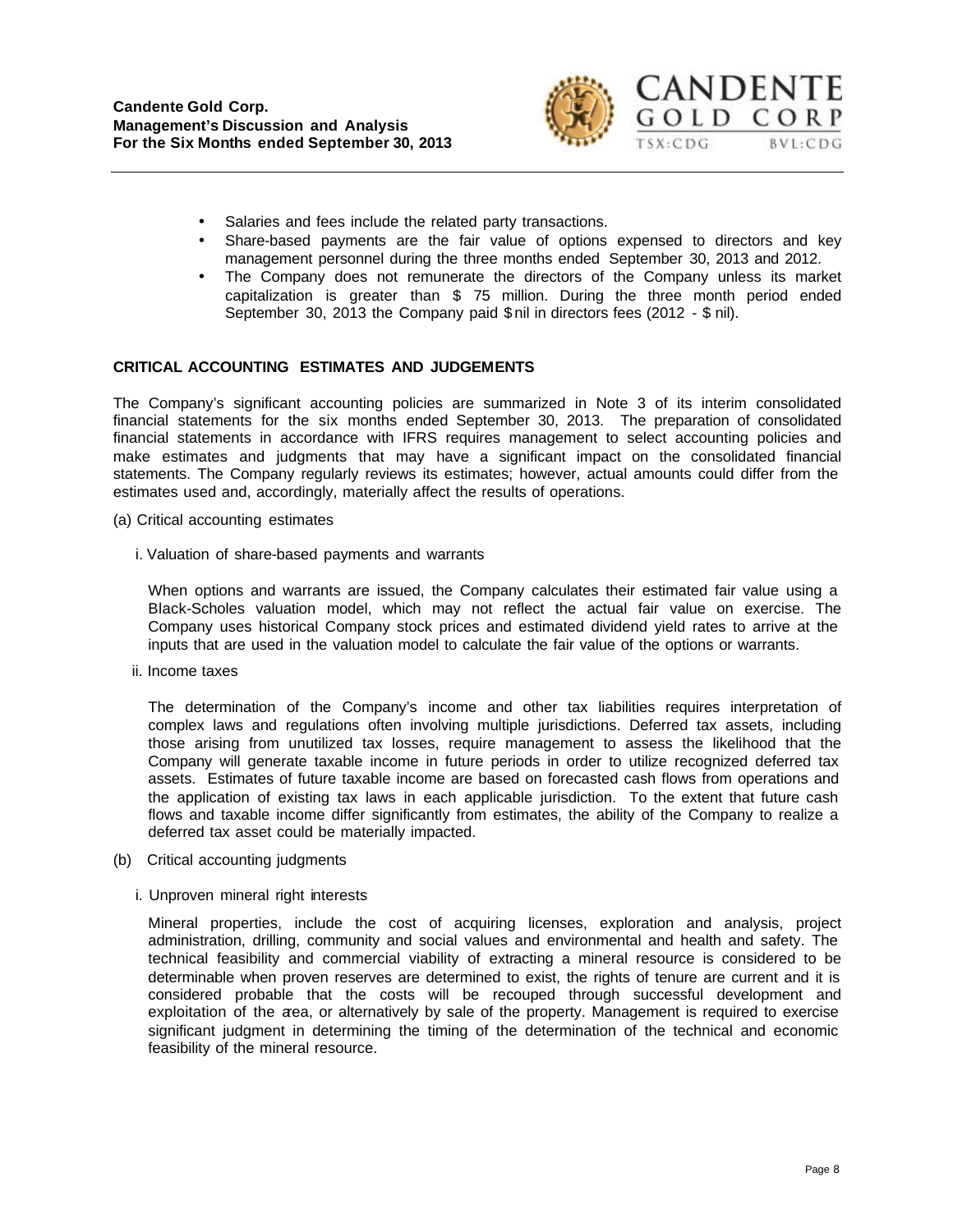- Salaries and fees include the related party transactions.
- Share-based payments are the fair value of options expensed to directors and key management personnel during the three months ended September 30, 2013 and 2012.
- The Company does not remunerate the directors of the Company unless its market capitalization is greater than $ 75 million. During the three month period ended September 30, 2013 the Company paid $ nil in directors fees (2012 - $ nil).

## CRITICAL ACCOUNTING ESTIMATES AND JUDGEMENTS

The Company's significant accounting policies are summarized in Note 3 of its interim consolidated financial statements for the six months ended September 30, 2013. The preparation of consolidated financial statements in accordance with IFRS requires management to select accounting policies and make estimates and judgments that may have a significant impact on the consolidated financial statements. The Company regularly reviews its estimates; however, actual amounts could differ from the estimates used and, accordingly, materially affect the results of operations.

(a) Critical accounting estimates

i. Valuation of share-based payments and warrants

When options and warrants are issued, the Company calculates their estimated fair value using a Black-Scholes valuation model, which may not reflect the actual fair value on exercise. The Company uses historical Company stock prices and estimated dividend yield rates to arrive at the inputs that are used in the valuation model to calculate the fair value of the options or warrants.

ii. Income taxes

The determination of the Company's income and other tax liabilities requires interpretation of complex laws and regulations often involving multiple jurisdictions. Deferred tax assets, including those arising from unutilized tax losses, require management to assess the likelihood that the Company will generate taxable income in future periods in order to utilize recognized deferred tax assets. Estimates of future taxable income are based on forecasted cash flows from operations and the application of existing tax laws in each applicable jurisdiction. To the extent that future cash flows and taxable income differ significantly from estimates, the ability of the Company to realize a deferred tax asset could be materially impacted.

(b) Critical accounting judgments

i. Unproven mineral right interests

Mineral properties, include the cost of acquiring licenses, exploration and analysis, project administration, drilling, community and social values and environmental and health and safety. The technical feasibility and commercial viability of extracting a mineral resource is considered to be determinable when proven reserves are determined to exist, the rights of tenure are current and it is considered probable that the costs will be recouped through successful development and exploitation of the area, or alternatively by sale of the property. Management is required to exercise significant judgment in determining the timing of the determination of the technical and economic feasibility of the mineral resource.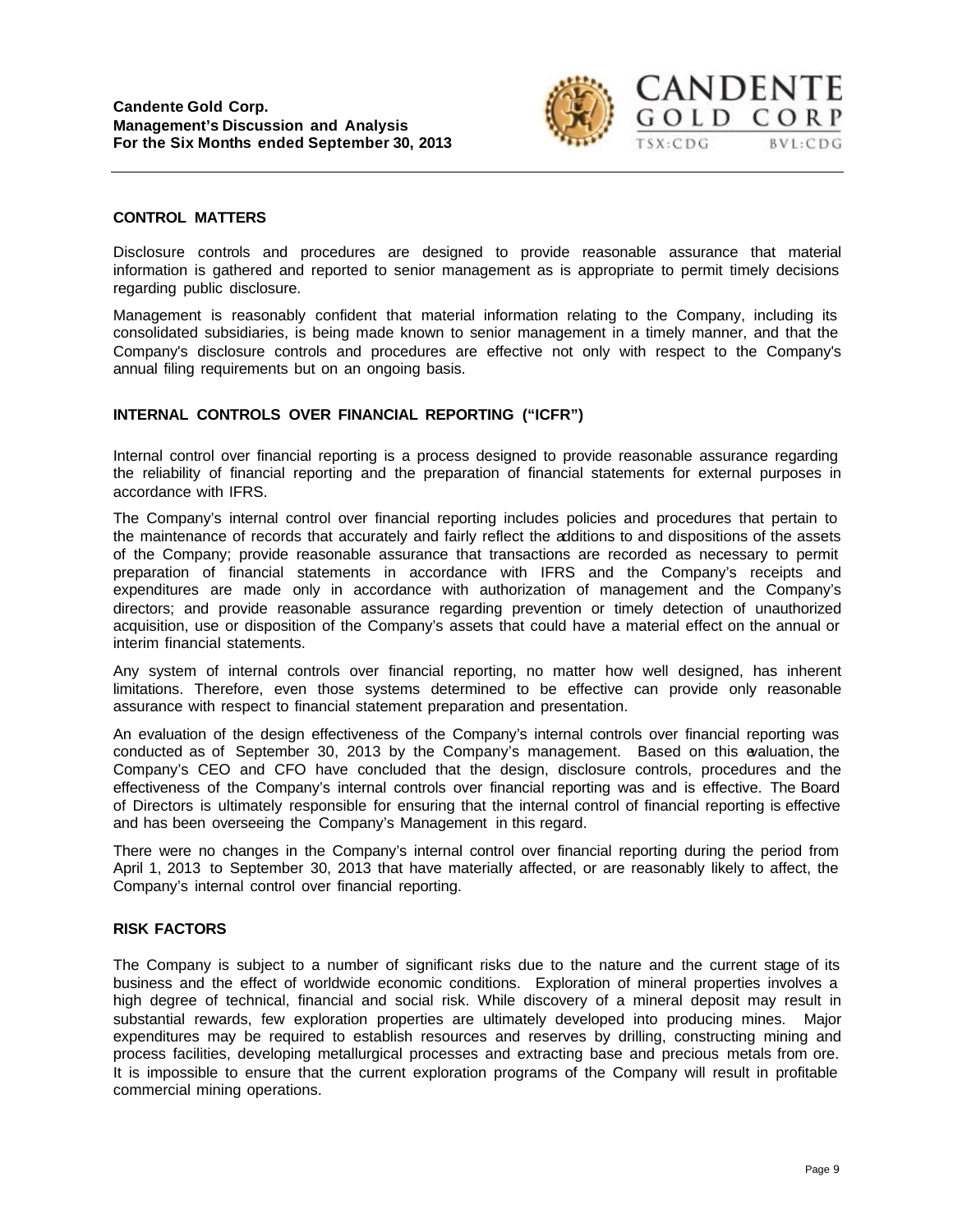## CONTROL MATTERS

Disclosure controls and procedures are designed to provide reasonable assurance that material information is gathered and reported to senior management as is appropriate to permit timely decisions regarding public disclosure.

Management is reasonably confident that material information relating to the Company, including its consolidated subsidiaries, is being made known to senior management in a timely manner, and that the Company's disclosure controls and procedures are effective not only with respect to the Company's annual filing requirements but on an ongoing basis.

## INTERNAL CONTROLS OVER FINANCIAL REPORTING ("ICFR")

Internal control over financial reporting is a process designed to provide reasonable assurance regarding the reliability of financial reporting and the preparation of financial statements for external purposes in accordance with IFRS.

The Company's internal control over financial reporting includes policies and procedures that pertain to the maintenance of records that accurately and fairly reflect the additions to and dispositions of the assets of the Company; provide reasonable assurance that transactions are recorded as necessary to permit preparation of financial statements in accordance with IFRS and the Company's receipts and expenditures are made only in accordance with authorization of management and the Company's directors; and provide reasonable assurance regarding prevention or timely detection of unauthorized acquisition, use or disposition of the Company's assets that could have a material effect on the annual or interim financial statements.

Any system of internal controls over financial reporting, no matter how well designed, has inherent limitations. Therefore, even those systems determined to be effective can provide only reasonable assurance with respect to financial statement preparation and presentation.

An evaluation of the design effectiveness of the Company's internal controls over financial reporting was conducted as of September 30, 2013 by the Company's management. Based on this evaluation, the Company's CEO and CFO have concluded that the design, disclosure controls, procedures and the effectiveness of the Company's internal controls over financial reporting was and is effective. The Board of Directors is ultimately responsible for ensuring that the internal control of financial reporting is effective and has been overseeing the Company's Management in this regard.

There were no changes in the Company's internal control over financial reporting during the period from April 1, 2013 to September 30, 2013 that have materially affected, or are reasonably likely to affect, the Company's internal control over financial reporting.

## RISK FACTORS

The Company is subject to a number of significant risks due to the nature and the current stage of its business and the effect of worldwide economic conditions. Exploration of mineral properties involves a high degree of technical, financial and social risk. While discovery of a mineral deposit may result in substantial rewards, few exploration properties are ultimately developed into producing mines. Major expenditures may be required to establish resources and reserves by drilling, constructing mining and process facilities, developing metallurgical processes and extracting base and precious metals from ore. It is impossible to ensure that the current exploration programs of the Company will result in profitable commercial mining operations.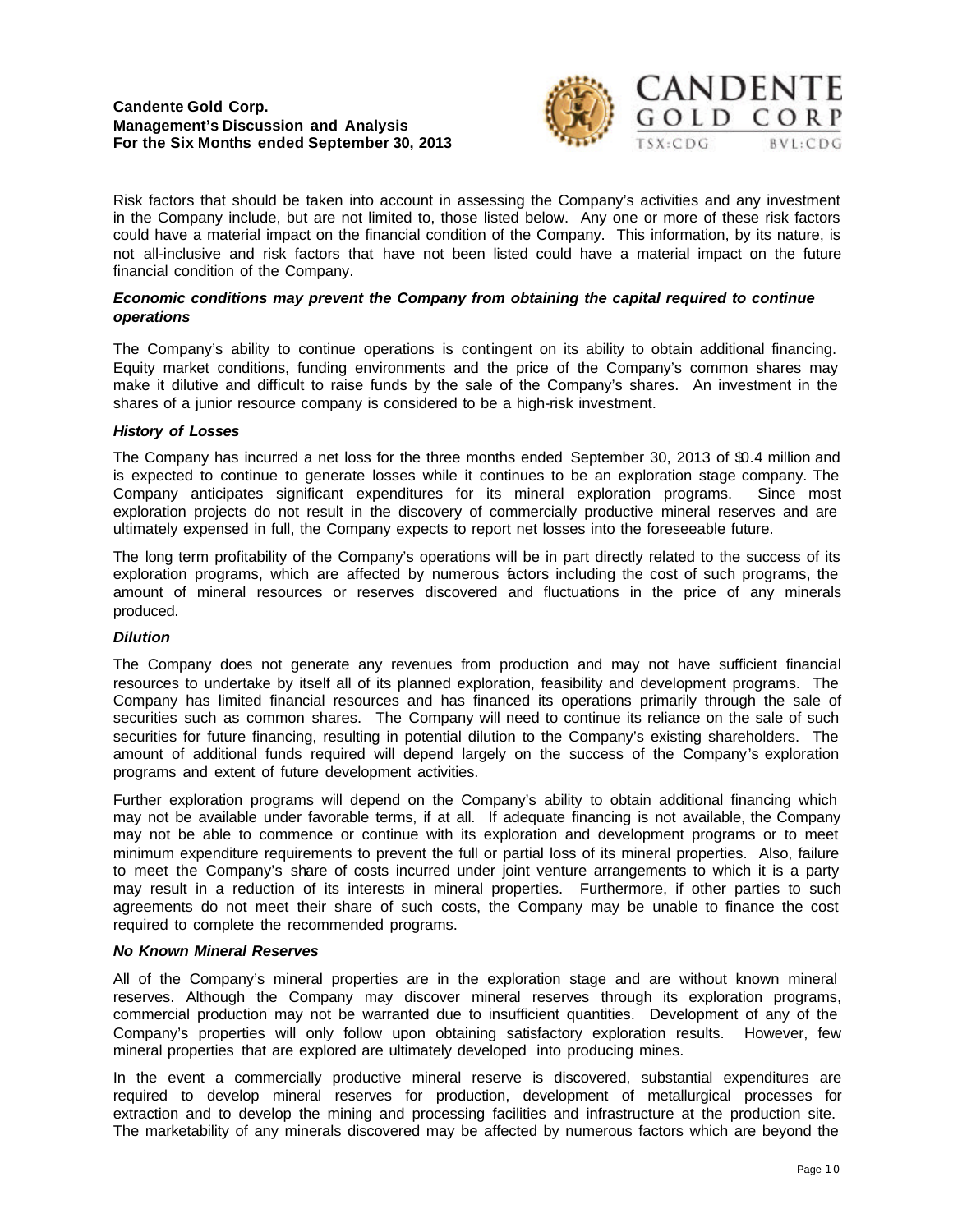Risk factors that should be taken into account in assessing the Company's activities and any investment in the Company include, but are not limited to, those listed below. Any one or more of these risk factors could have a material impact on the financial condition of the Company. This information, by its nature, is not all-inclusive and risk factors that have not been listed could have a material impact on the future financial condition of the Company.

***Economic conditions may prevent the Company from obtaining the capital required to continue operations***

The Company's ability to continue operations is contingent on its ability to obtain additional financing. Equity market conditions, funding environments and the price of the Company's common shares may make it dilutive and difficult to raise funds by the sale of the Company's shares. An investment in the shares of a junior resource company is considered to be a high-risk investment.

***History of Losses***

The Company has incurred a net loss for the three months ended September 30, 2013 of $0.4 million and is expected to continue to generate losses while it continues to be an exploration stage company. The Company anticipates significant expenditures for its mineral exploration programs. Since most exploration projects do not result in the discovery of commercially productive mineral reserves and are ultimately expensed in full, the Company expects to report net losses into the foreseeable future.

The long term profitability of the Company's operations will be in part directly related to the success of its exploration programs, which are affected by numerous factors including the cost of such programs, the amount of mineral resources or reserves discovered and fluctuations in the price of any minerals produced.

***Dilution***

The Company does not generate any revenues from production and may not have sufficient financial resources to undertake by itself all of its planned exploration, feasibility and development programs. The Company has limited financial resources and has financed its operations primarily through the sale of securities such as common shares. The Company will need to continue its reliance on the sale of such securities for future financing, resulting in potential dilution to the Company's existing shareholders. The amount of additional funds required will depend largely on the success of the Company's exploration programs and extent of future development activities.

Further exploration programs will depend on the Company's ability to obtain additional financing which may not be available under favorable terms, if at all. If adequate financing is not available, the Company may not be able to commence or continue with its exploration and development programs or to meet minimum expenditure requirements to prevent the full or partial loss of its mineral properties. Also, failure to meet the Company's share of costs incurred under joint venture arrangements to which it is a party may result in a reduction of its interests in mineral properties. Furthermore, if other parties to such agreements do not meet their share of such costs, the Company may be unable to finance the cost required to complete the recommended programs.

***No Known Mineral Reserves***

All of the Company's mineral properties are in the exploration stage and are without known mineral reserves. Although the Company may discover mineral reserves through its exploration programs, commercial production may not be warranted due to insufficient quantities. Development of any of the Company's properties will only follow upon obtaining satisfactory exploration results. However, few mineral properties that are explored are ultimately developed into producing mines.

In the event a commercially productive mineral reserve is discovered, substantial expenditures are required to develop mineral reserves for production, development of metallurgical processes for extraction and to develop the mining and processing facilities and infrastructure at the production site. The marketability of any minerals discovered may be affected by numerous factors which are beyond the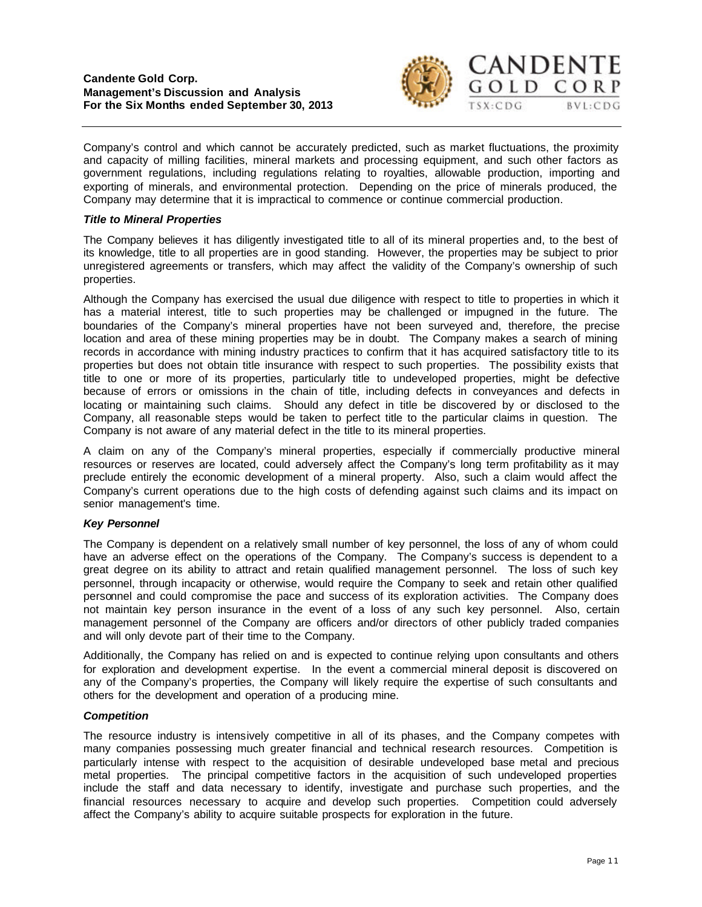Company's control and which cannot be accurately predicted, such as market fluctuations, the proximity and capacity of milling facilities, mineral markets and processing equipment, and such other factors as government regulations, including regulations relating to royalties, allowable production, importing and exporting of minerals, and environmental protection. Depending on the price of minerals produced, the Company may determine that it is impractical to commence or continue commercial production.

***Title to Mineral Properties***

The Company believes it has diligently investigated title to all of its mineral properties and, to the best of its knowledge, title to all properties are in good standing. However, the properties may be subject to prior unregistered agreements or transfers, which may affect the validity of the Company's ownership of such properties.

Although the Company has exercised the usual due diligence with respect to title to properties in which it has a material interest, title to such properties may be challenged or impugned in the future. The boundaries of the Company's mineral properties have not been surveyed and, therefore, the precise location and area of these mining properties may be in doubt. The Company makes a search of mining records in accordance with mining industry practices to confirm that it has acquired satisfactory title to its properties but does not obtain title insurance with respect to such properties. The possibility exists that title to one or more of its properties, particularly title to undeveloped properties, might be defective because of errors or omissions in the chain of title, including defects in conveyances and defects in locating or maintaining such claims. Should any defect in title be discovered by or disclosed to the Company, all reasonable steps would be taken to perfect title to the particular claims in question. The Company is not aware of any material defect in the title to its mineral properties.

A claim on any of the Company's mineral properties, especially if commercially productive mineral resources or reserves are located, could adversely affect the Company's long term profitability as it may preclude entirely the economic development of a mineral property. Also, such a claim would affect the Company's current operations due to the high costs of defending against such claims and its impact on senior management's time.

***Key Personnel***

The Company is dependent on a relatively small number of key personnel, the loss of any of whom could have an adverse effect on the operations of the Company. The Company's success is dependent to a great degree on its ability to attract and retain qualified management personnel. The loss of such key personnel, through incapacity or otherwise, would require the Company to seek and retain other qualified personnel and could compromise the pace and success of its exploration activities. The Company does not maintain key person insurance in the event of a loss of any such key personnel. Also, certain management personnel of the Company are officers and/or directors of other publicly traded companies and will only devote part of their time to the Company.

Additionally, the Company has relied on and is expected to continue relying upon consultants and others for exploration and development expertise. In the event a commercial mineral deposit is discovered on any of the Company's properties, the Company will likely require the expertise of such consultants and others for the development and operation of a producing mine.

***Competition***

The resource industry is intensively competitive in all of its phases, and the Company competes with many companies possessing much greater financial and technical research resources. Competition is particularly intense with respect to the acquisition of desirable undeveloped base metal and precious metal properties. The principal competitive factors in the acquisition of such undeveloped properties include the staff and data necessary to identify, investigate and purchase such properties, and the financial resources necessary to acquire and develop such properties. Competition could adversely affect the Company's ability to acquire suitable prospects for exploration in the future.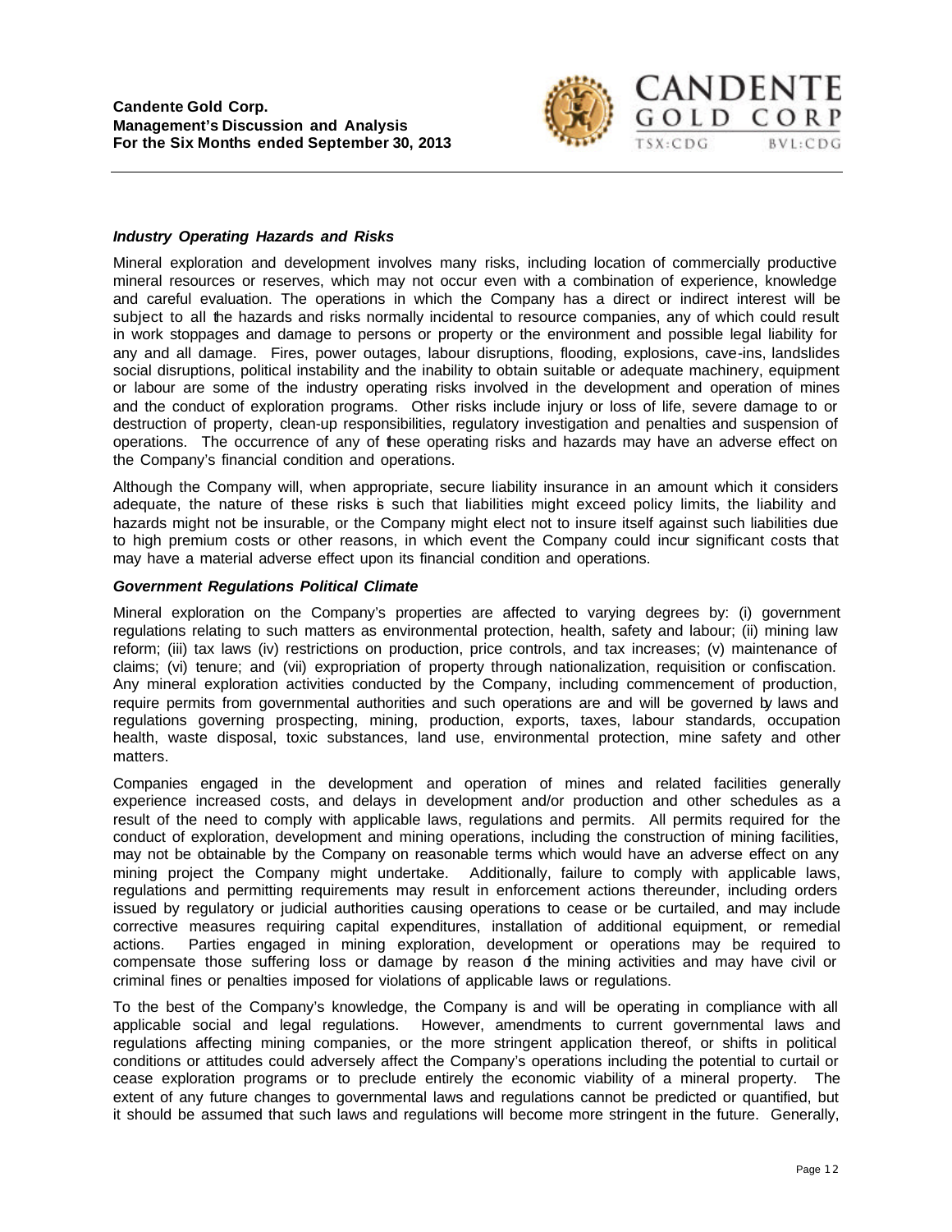### *Industry Operating Hazards and Risks*

Mineral exploration and development involves many risks, including location of commercially productive mineral resources or reserves, which may not occur even with a combination of experience, knowledge and careful evaluation. The operations in which the Company has a direct or indirect interest will be subject to all the hazards and risks normally incidental to resource companies, any of which could result in work stoppages and damage to persons or property or the environment and possible legal liability for any and all damage. Fires, power outages, labour disruptions, flooding, explosions, cave-ins, landslides social disruptions, political instability and the inability to obtain suitable or adequate machinery, equipment or labour are some of the industry operating risks involved in the development and operation of mines and the conduct of exploration programs. Other risks include injury or loss of life, severe damage to or destruction of property, clean-up responsibilities, regulatory investigation and penalties and suspension of operations. The occurrence of any of these operating risks and hazards may have an adverse effect on the Company's financial condition and operations.

Although the Company will, when appropriate, secure liability insurance in an amount which it considers adequate, the nature of these risks is such that liabilities might exceed policy limits, the liability and hazards might not be insurable, or the Company might elect not to insure itself against such liabilities due to high premium costs or other reasons, in which event the Company could incur significant costs that may have a material adverse effect upon its financial condition and operations.

### *Government Regulations Political Climate*

Mineral exploration on the Company's properties are affected to varying degrees by: (i) government regulations relating to such matters as environmental protection, health, safety and labour; (ii) mining law reform; (iii) tax laws (iv) restrictions on production, price controls, and tax increases; (v) maintenance of claims; (vi) tenure; and (vii) expropriation of property through nationalization, requisition or confiscation. Any mineral exploration activities conducted by the Company, including commencement of production, require permits from governmental authorities and such operations are and will be governed by laws and regulations governing prospecting, mining, production, exports, taxes, labour standards, occupation health, waste disposal, toxic substances, land use, environmental protection, mine safety and other matters.

Companies engaged in the development and operation of mines and related facilities generally experience increased costs, and delays in development and/or production and other schedules as a result of the need to comply with applicable laws, regulations and permits. All permits required for the conduct of exploration, development and mining operations, including the construction of mining facilities, may not be obtainable by the Company on reasonable terms which would have an adverse effect on any mining project the Company might undertake. Additionally, failure to comply with applicable laws, regulations and permitting requirements may result in enforcement actions thereunder, including orders issued by regulatory or judicial authorities causing operations to cease or be curtailed, and may include corrective measures requiring capital expenditures, installation of additional equipment, or remedial actions. Parties engaged in mining exploration, development or operations may be required to compensate those suffering loss or damage by reason of the mining activities and may have civil or criminal fines or penalties imposed for violations of applicable laws or regulations.

To the best of the Company's knowledge, the Company is and will be operating in compliance with all applicable social and legal regulations. However, amendments to current governmental laws and regulations affecting mining companies, or the more stringent application thereof, or shifts in political conditions or attitudes could adversely affect the Company's operations including the potential to curtail or cease exploration programs or to preclude entirely the economic viability of a mineral property. The extent of any future changes to governmental laws and regulations cannot be predicted or quantified, but it should be assumed that such laws and regulations will become more stringent in the future. Generally,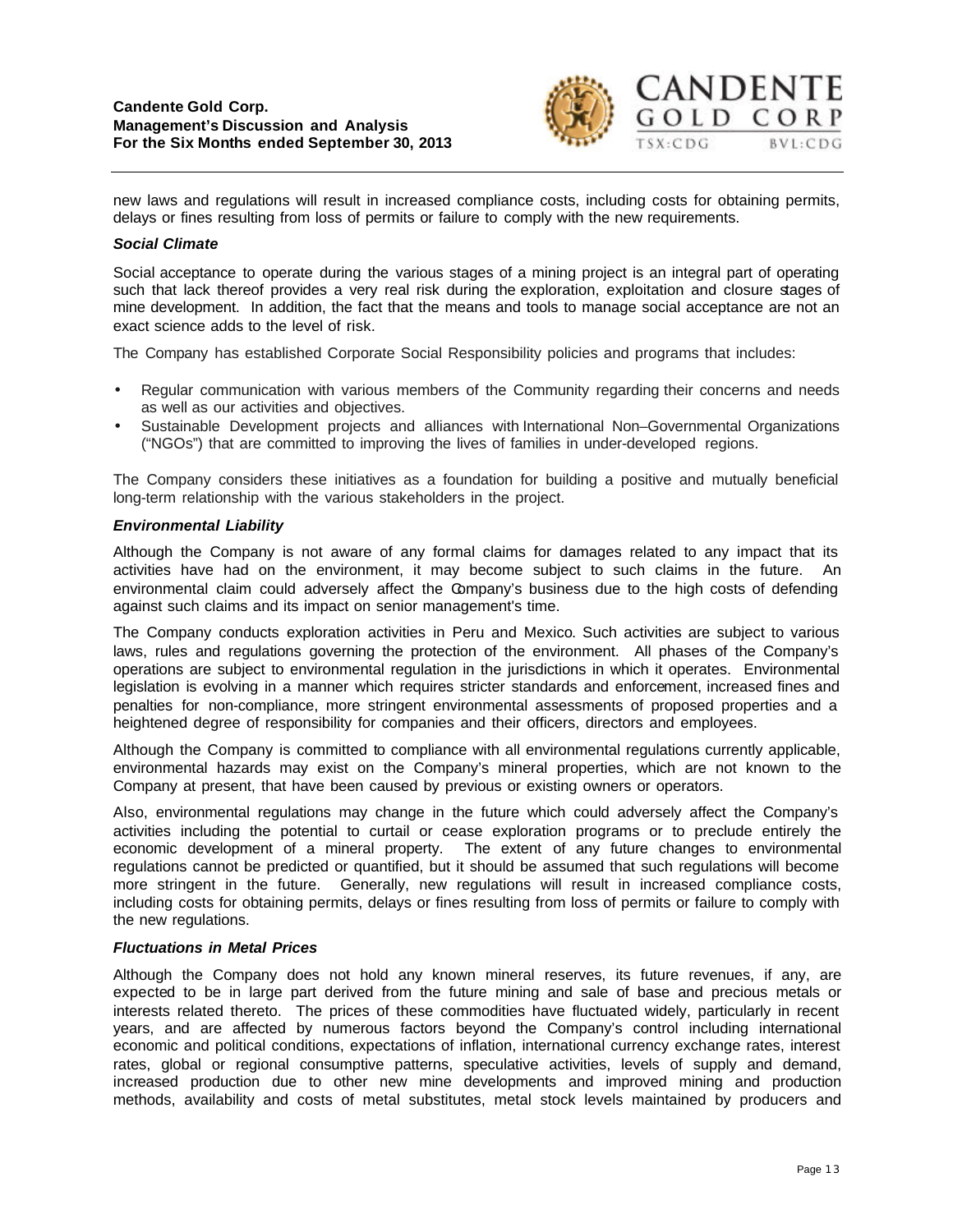new laws and regulations will result in increased compliance costs, including costs for obtaining permits, delays or fines resulting from loss of permits or failure to comply with the new requirements.

***Social Climate***

Social acceptance to operate during the various stages of a mining project is an integral part of operating such that lack thereof provides a very real risk during the exploration, exploitation and closure stages of mine development. In addition, the fact that the means and tools to manage social acceptance are not an exact science adds to the level of risk.

The Company has established Corporate Social Responsibility policies and programs that includes:

- Regular communication with various members of the Community regarding their concerns and needs as well as our activities and objectives.
- Sustainable Development projects and alliances with International Non–Governmental Organizations ("NGOs") that are committed to improving the lives of families in under-developed regions.

The Company considers these initiatives as a foundation for building a positive and mutually beneficial long-term relationship with the various stakeholders in the project.

***Environmental Liability***

Although the Company is not aware of any formal claims for damages related to any impact that its activities have had on the environment, it may become subject to such claims in the future. An environmental claim could adversely affect the Company's business due to the high costs of defending against such claims and its impact on senior management's time.

The Company conducts exploration activities in Peru and Mexico. Such activities are subject to various laws, rules and regulations governing the protection of the environment. All phases of the Company's operations are subject to environmental regulation in the jurisdictions in which it operates. Environmental legislation is evolving in a manner which requires stricter standards and enforcement, increased fines and penalties for non-compliance, more stringent environmental assessments of proposed properties and a heightened degree of responsibility for companies and their officers, directors and employees.

Although the Company is committed to compliance with all environmental regulations currently applicable, environmental hazards may exist on the Company's mineral properties, which are not known to the Company at present, that have been caused by previous or existing owners or operators.

Also, environmental regulations may change in the future which could adversely affect the Company's activities including the potential to curtail or cease exploration programs or to preclude entirely the economic development of a mineral property. The extent of any future changes to environmental regulations cannot be predicted or quantified, but it should be assumed that such regulations will become more stringent in the future. Generally, new regulations will result in increased compliance costs, including costs for obtaining permits, delays or fines resulting from loss of permits or failure to comply with the new regulations.

***Fluctuations in Metal Prices***

Although the Company does not hold any known mineral reserves, its future revenues, if any, are expected to be in large part derived from the future mining and sale of base and precious metals or interests related thereto. The prices of these commodities have fluctuated widely, particularly in recent years, and are affected by numerous factors beyond the Company's control including international economic and political conditions, expectations of inflation, international currency exchange rates, interest rates, global or regional consumptive patterns, speculative activities, levels of supply and demand, increased production due to other new mine developments and improved mining and production methods, availability and costs of metal substitutes, metal stock levels maintained by producers and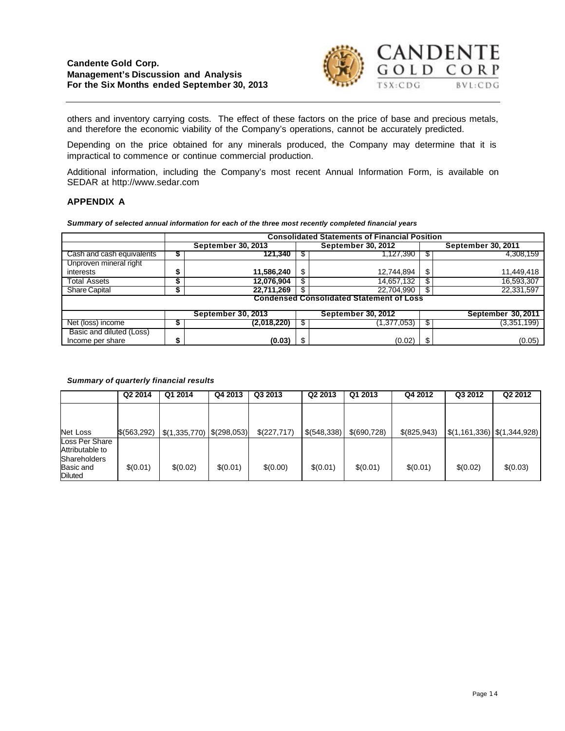others and inventory carrying costs. The effect of these factors on the price of base and precious metals, and therefore the economic viability of the Company's operations, cannot be accurately predicted.

Depending on the price obtained for any minerals produced, the Company may determine that it is impractical to commence or continue commercial production.

Additional information, including the Company's most recent Annual Information Form, is available on SEDAR at http://www.sedar.com

## APPENDIX A

***Summary of selected annual information for each of the three most recently completed financial years***

| | Consolidated Statements of Financial Position | | | | | |
|---|---|---|---|---|---|---|
| | September 30, 2013 | | September 30, 2012 | | September 30, 2011 | |
| Cash and cash equivalents | $ | **121,340** | $ | 1,127,390 | $ | 4,308,159 |
| Unproven mineral right interests | $ | **11,586,240** | $ | 12,744,894 | $ | 11,449,418 |
| Total Assets | $ | **12,076,904** | $ | 14,657,132 | $ | 16,593,307 |
| Share Capital | $ | **22,711,269** | $ | 22,704,990 | $ | 22,331,597 |
| | **Condensed Consolidated Statement of Loss** | | | | | |
| | September 30, 2013 | | September 30, 2012 | | September 30, 2011 | |
| Net (loss) income | $ | **(2,018,220)** | $ | (1,377,053) | $ | (3,351,199) |
| Basic and diluted (Loss) Income per share | $ | **(0.03)** | $ | (0.02) | $ | (0.05) |

***Summary of quarterly financial results***

| | Q2 2014 | Q1 2014 | Q4 2013 | Q3 2013 | Q2 2013 | Q1 2013 | Q4 2012 | Q3 2012 | Q2 2012 |
|---|---|---|---|---|---|---|---|---|---|
| Net Loss | $(563,292) | $(1,335,770) | $(298,053) | $(227,717) | $(548,338) | $(690,728) | $(825,943) | $(1,161,336) | $(1,344,928) |
| Loss Per Share Attributable to Shareholders Basic and Diluted | $(0.01) | $(0.02) | $(0.01) | $(0.00) | $(0.01) | $(0.01) | $(0.01) | $(0.02) | $(0.03) |